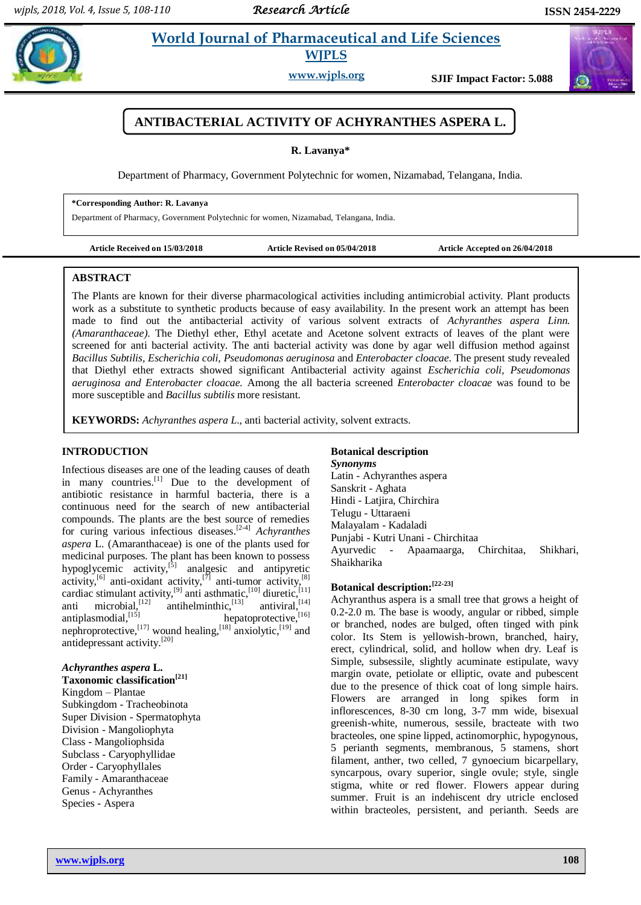# ANTIBACTERIAL ACTIVITY OF ACHYRANTHES ASPERA L.

**R. Lavanya***

Department of Pharmacy, Government Polytechnic for women, Nizamabad, Telangana, India.

**\*Corresponding Author: R. Lavanya**
Department of Pharmacy, Government Polytechnic for women, Nizamabad, Telangana, India.

**Article Received on 15/03/2018** **Article Revised on 05/04/2018** **Article Accepted on 26/04/2018**

## ABSTRACT

The Plants are known for their diverse pharmacological activities including antimicrobial activity. Plant products work as a substitute to synthetic products because of easy availability. In the present work an attempt has been made to find out the antibacterial activity of various solvent extracts of *Achyranthes aspera Linn. (Amaranthaceae).* The Diethyl ether, Ethyl acetate and Acetone solvent extracts of leaves of the plant were screened for anti bacterial activity. The anti bacterial activity was done by agar well diffusion method against *Bacillus Subtilis, Escherichia coli, Pseudomonas aeruginosa* and *Enterobacter cloacae.* The present study revealed that Diethyl ether extracts showed significant Antibacterial activity against *Escherichia coli, Pseudomonas aeruginosa and Enterobacter cloacae.* Among the all bacteria screened *Enterobacter cloacae* was found to be more susceptible and *Bacillus subtilis* more resistant.

**KEYWORDS:** *Achyranthes aspera L*., anti bacterial activity, solvent extracts.

## INTRODUCTION

Infectious diseases are one of the leading causes of death in many countries.[1] Due to the development of antibiotic resistance in harmful bacteria, there is a continuous need for the search of new antibacterial compounds. The plants are the best source of remedies for curing various infectious diseases.[2-4] *Achyranthes aspera* L. (Amaranthaceae) is one of the plants used for medicinal purposes. The plant has been known to possess hypoglycemic activity,[5] analgesic and antipyretic activity,[6] anti-oxidant activity,[7] anti-tumor activity,[8] cardiac stimulant activity,[9] anti asthmatic,[10] diuretic,[11] anti microbial,[12] antihelminthic,[13] antiviral,[14] antiplasmodial,[15] hepatoprotective,[16] nephroprotective,[17] wound healing,[18] anxiolytic,[19] and antidepressant activity.[20]

### *Achyranthes aspera* L.

**Taxonomic classification[21]**

Kingdom – Plantae
Subkingdom - Tracheobinota
Super Division - Spermatophyta
Division - Mangoliophyta
Class - Mangoliophsida
Subclass - Caryophyllidae
Order - Caryophyllales
Family - Amaranthaceae
Genus - Achyranthes
Species - Aspera

### Botanical description

***Synonyms***

Latin - Achyranthes aspera
Sanskrit - Aghata
Hindi - Latjira, Chirchira
Telugu - Uttaraeni
Malayalam - Kadaladi
Punjabi - Kutri Unani - Chirchitaa
Ayurvedic - Apaamaarga, Chirchitaa, Shikhari, Shaikharika

### Botanical description:[22-23]

Achyranthus aspera is a small tree that grows a height of 0.2-2.0 m. The base is woody, angular or ribbed, simple or branched, nodes are bulged, often tinged with pink color. Its Stem is yellowish-brown, branched, hairy, erect, cylindrical, solid, and hollow when dry. Leaf is Simple, subsessile, slightly acuminate estipulate, wavy margin ovate, petiolate or elliptic, ovate and pubescent due to the presence of thick coat of long simple hairs. Flowers are arranged in long spikes form in inflorescences, 8-30 cm long, 3-7 mm wide, bisexual greenish-white, numerous, sessile, bracteate with two bracteoles, one spine lipped, actinomorphic, hypogynous, 5 perianth segments, membranous, 5 stamens, short filament, anther, two celled, 7 gynoecium bicarpellary, syncarpous, ovary superior, single ovule; style, single stigma, white or red flower. Flowers appear during summer. Fruit is an indehiscent dry utricle enclosed within bracteoles, persistent, and perianth. Seeds are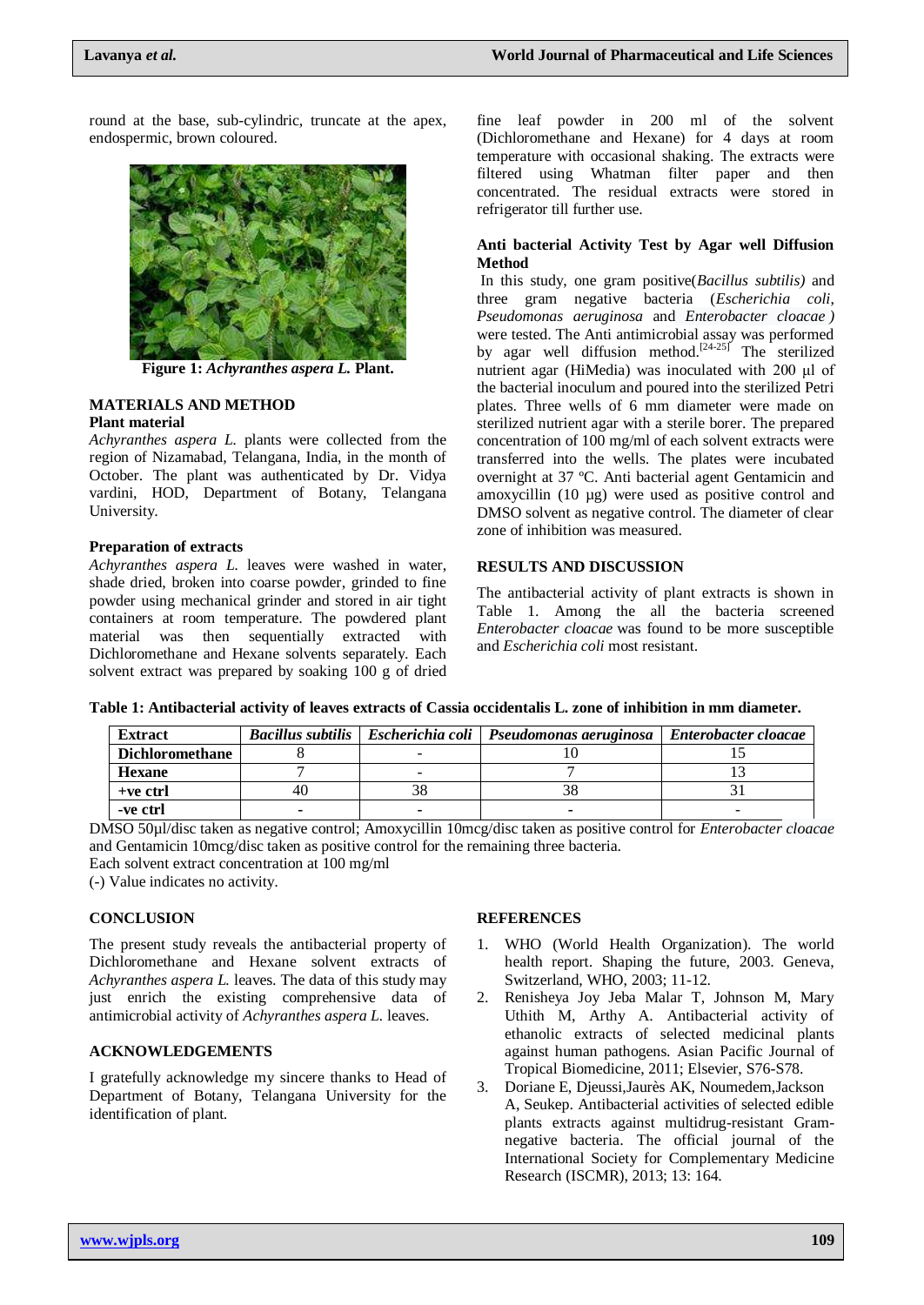round at the base, sub-cylindric, truncate at the apex, endospermic, brown coloured.

**Figure 1:** ***Achyranthes aspera L.*** **Plant.**

## MATERIALS AND METHOD

### Plant material

*Achyranthes aspera L.* plants were collected from the region of Nizamabad, Telangana, India, in the month of October. The plant was authenticated by Dr. Vidya vardini, HOD, Department of Botany, Telangana University.

### Preparation of extracts

*Achyranthes aspera L.* leaves were washed in water, shade dried, broken into coarse powder, grinded to fine powder using mechanical grinder and stored in air tight containers at room temperature. The powdered plant material was then sequentially extracted with Dichloromethane and Hexane solvents separately. Each solvent extract was prepared by soaking 100 g of dried fine leaf powder in 200 ml of the solvent (Dichloromethane and Hexane) for 4 days at room temperature with occasional shaking. The extracts were filtered using Whatman filter paper and then concentrated. The residual extracts were stored in refrigerator till further use.

### Anti bacterial Activity Test by Agar well Diffusion Method

In this study, one gram positive(*Bacillus subtilis)* and three gram negative bacteria (*Escherichia coli*, *Pseudomonas aeruginosa* and *Enterobacter cloacae )* were tested. The Anti antimicrobial assay was performed by agar well diffusion method.[24-25] The sterilized nutrient agar (HiMedia) was inoculated with 200 µl of the bacterial inoculum and poured into the sterilized Petri plates. Three wells of 6 mm diameter were made on sterilized nutrient agar with a sterile borer. The prepared concentration of 100 mg/ml of each solvent extracts were transferred into the wells. The plates were incubated overnight at 37 ºC. Anti bacterial agent Gentamicin and amoxycillin (10 µg) were used as positive control and DMSO solvent as negative control. The diameter of clear zone of inhibition was measured.

## RESULTS AND DISCUSSION

The antibacterial activity of plant extracts is shown in Table 1. Among the all the bacteria screened *Enterobacter cloacae* was found to be more susceptible and *Escherichia coli* most resistant.

**Table 1: Antibacterial activity of leaves extracts of Cassia occidentalis L. zone of inhibition in mm diameter.**

| Extract | *Bacillus subtilis* | *Escherichia coli* | *Pseudomonas aeruginosa* | *Enterobacter cloacae* |
|---|---|---|---|---|
| **Dichloromethane** | 8 | - | 10 | 15 |
| **Hexane** | 7 | - | 7 | 13 |
| **+ve ctrl** | 40 | 38 | 38 | 31 |
| **-ve ctrl** | - | - | - | - |

DMSO 50µl/disc taken as negative control; Amoxycillin 10mcg/disc taken as positive control for *Enterobacter cloacae* and Gentamicin 10mcg/disc taken as positive control for the remaining three bacteria.
Each solvent extract concentration at 100 mg/ml
(-) Value indicates no activity.

## CONCLUSION

The present study reveals the antibacterial property of Dichloromethane and Hexane solvent extracts of *Achyranthes aspera L.* leaves. The data of this study may just enrich the existing comprehensive data of antimicrobial activity of *Achyranthes aspera L.* leaves.

## ACKNOWLEDGEMENTS

I gratefully acknowledge my sincere thanks to Head of Department of Botany, Telangana University for the identification of plant.

## REFERENCES

1. WHO (World Health Organization). The world health report. Shaping the future, 2003. Geneva, Switzerland, WHO, 2003; 11-12.
2. Renisheya Joy Jeba Malar T, Johnson M, Mary Uthith M, Arthy A. Antibacterial activity of ethanolic extracts of selected medicinal plants against human pathogens. Asian Pacific Journal of Tropical Biomedicine, 2011; Elsevier, S76-S78.
3. Doriane E, Djeussi,Jaurès AK, Noumedem,Jackson A, Seukep. Antibacterial activities of selected edible plants extracts against multidrug-resistant Gram-negative bacteria. The official journal of the International Society for Complementary Medicine Research (ISCMR), 2013; 13: 164.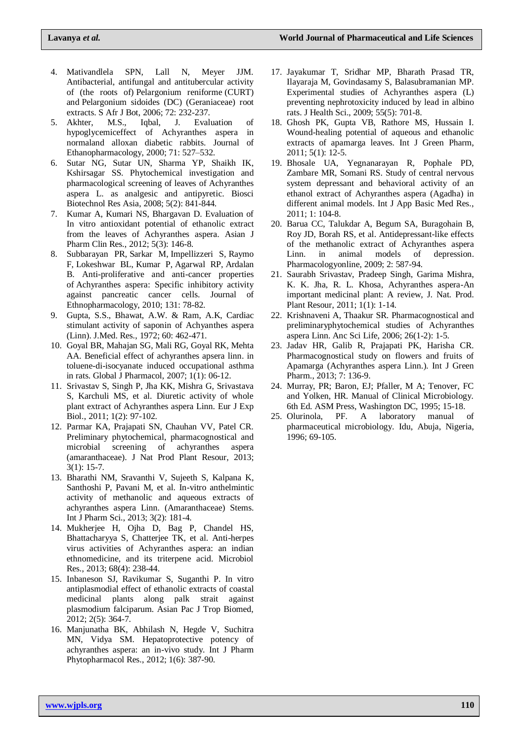4. Mativandlela SPN, Lall N, Meyer JJM. Antibacterial, antifungal and antitubercular activity of (the roots of) Pelargonium reniforme (CURT) and Pelargonium sidoides (DC) (Geraniaceae) root extracts. S Afr J Bot, 2006; 72: 232-237.
5. Akhter, M.S., Iqbal, J. Evaluation of hypoglycemiceffect of Achyranthes aspera in normaland alloxan diabetic rabbits. Journal of Ethanopharmacology, 2000; 71: 527–532.
6. Sutar NG, Sutar UN, Sharma YP, Shaikh IK, Kshirsagar SS. Phytochemical investigation and pharmacological screening of leaves of Achyranthes aspera L. as analgesic and antipyretic. Biosci Biotechnol Res Asia, 2008; 5(2): 841-844.
7. Kumar A, Kumari NS, Bhargavan D. Evaluation of In vitro antioxidant potential of ethanolic extract from the leaves of Achyranthes aspera. Asian J Pharm Clin Res., 2012; 5(3): 146-8.
8. Subbarayan PR, Sarkar M, Impellizzeri S, Raymo F, Lokeshwar BL, Kumar P, Agarwal RP, Ardalan B. Anti-proliferative and anti-cancer properties of Achyranthes aspera: Specific inhibitory activity against pancreatic cancer cells. Journal of Ethnopharmacology, 2010; 131: 78-82.
9. Gupta, S.S., Bhawat, A.W. & Ram, A.K, Cardiac stimulant activity of saponin of Achyanthes aspera (Linn). J.Med. Res., 1972; 60: 462-471.
10. Goyal BR, Mahajan SG, Mali RG, Goyal RK, Mehta AA. Beneficial effect of achyranthes apsera linn. in toluene-di-isocyanate induced occupational asthma in rats. Global J Pharmacol, 2007; 1(1): 06-12.
11. Srivastav S, Singh P, Jha KK, Mishra G, Srivastava S, Karchuli MS, et al. Diuretic activity of whole plant extract of Achyranthes aspera Linn. Eur J Exp Biol., 2011; 1(2): 97-102.
12. Parmar KA, Prajapati SN, Chauhan VV, Patel CR. Preliminary phytochemical, pharmacognostical and microbial screening of achyranthes aspera (amaranthaceae). J Nat Prod Plant Resour, 2013; 3(1): 15-7.
13. Bharathi NM, Sravanthi V, Sujeeth S, Kalpana K, Santhoshi P, Pavani M, et al. In-vitro anthelmintic activity of methanolic and aqueous extracts of achyranthes aspera Linn. (Amaranthaceae) Stems. Int J Pharm Sci., 2013; 3(2): 181-4.
14. Mukherjee H, Ojha D, Bag P, Chandel HS, Bhattacharyya S, Chatterjee TK, et al. Anti-herpes virus activities of Achyranthes aspera: an indian ethnomedicine, and its triterpene acid. Microbiol Res., 2013; 68(4): 238-44.
15. Inbaneson SJ, Ravikumar S, Suganthi P. In vitro antiplasmodial effect of ethanolic extracts of coastal medicinal plants along palk strait against plasmodium falciparum. Asian Pac J Trop Biomed, 2012; 2(5): 364-7.
16. Manjunatha BK, Abhilash N, Hegde V, Suchitra MN, Vidya SM. Hepatoprotective potency of achyranthes aspera: an in-vivo study. Int J Pharm Phytopharmacol Res., 2012; 1(6): 387-90.
17. Jayakumar T, Sridhar MP, Bharath Prasad TR, Ilayaraja M, Govindasamy S, Balasubramanian MP. Experimental studies of Achyranthes aspera (L) preventing nephrotoxicity induced by lead in albino rats. J Health Sci., 2009; 55(5): 701-8.
18. Ghosh PK, Gupta VB, Rathore MS, Hussain I. Wound-healing potential of aqueous and ethanolic extracts of apamarga leaves. Int J Green Pharm, 2011; 5(1): 12-5.
19. Bhosale UA, Yegnanarayan R, Pophale PD, Zambare MR, Somani RS. Study of central nervous system depressant and behavioral activity of an ethanol extract of Achyranthes aspera (Agadha) in different animal models. Int J App Basic Med Res., 2011; 1: 104-8.
20. Barua CC, Talukdar A, Begum SA, Buragohain B, Roy JD, Borah RS, et al. Antidepressant-like effects of the methanolic extract of Achyranthes aspera Linn. in animal models of depression. Pharmacologyonline, 2009; 2: 587-94.
21. Saurabh Srivastav, Pradeep Singh, Garima Mishra, K. K. Jha, R. L. Khosa, Achyranthes aspera-An important medicinal plant: A review, J. Nat. Prod. Plant Resour, 2011; 1(1): 1-14.
22. Krishnaveni A, Thaakur SR. Pharmacognostical and preliminaryphytochemical studies of Achyranthes aspera Linn. Anc Sci Life, 2006; 26(1-2): 1-5.
23. Jadav HR, Galib R, Prajapati PK, Harisha CR. Pharmacognostical study on flowers and fruits of Apamarga (Achyranthes aspera Linn.). Int J Green Pharm., 2013; 7: 136-9.
24. Murray, PR; Baron, EJ; Pfaller, M A; Tenover, FC and Yolken, HR. Manual of Clinical Microbiology. 6th Ed. ASM Press, Washington DC, 1995; 15-18.
25. Olurinola, PF. A laboratory manual of pharmaceutical microbiology. Idu, Abuja, Nigeria, 1996; 69-105.